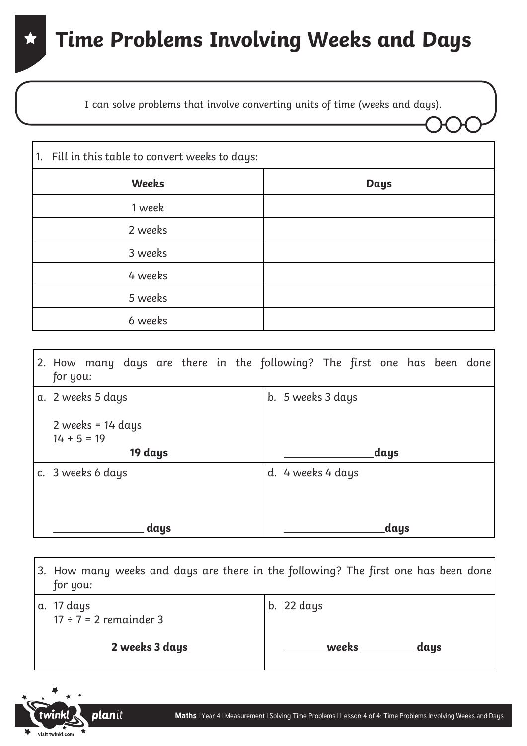# Time Problems Involving Weeks and Days

I can solve problems that involve converting units of time (weeks and days).

1. Fill in this table to convert weeks to days:

| Weeks | Days |
|---|---|
| 1 week | |
| 2 weeks | |
| 3 weeks | |
| 4 weeks | |
| 5 weeks | |
| 6 weeks | |

2. How many days are there in the following? The first one has been done for you:

| | |
|---|---|
| a. 2 weeks 5 days<br><br>2 weeks = 14 days<br>14 + 5 = 19<br>**19 days** | b. 5 weeks 3 days<br><br>_______________**days** |
| c. 3 weeks 6 days<br><br>_______________ **days** | d. 4 weeks 4 days<br><br>_________________**days** |

3. How many weeks and days are there in the following? The first one has been done for you:

| | |
|---|---|
| a. 17 days<br>17 ÷ 7 = 2 remainder 3<br><br>**2 weeks 3 days** | b. 22 days<br><br>________**weeks** _________ **days** |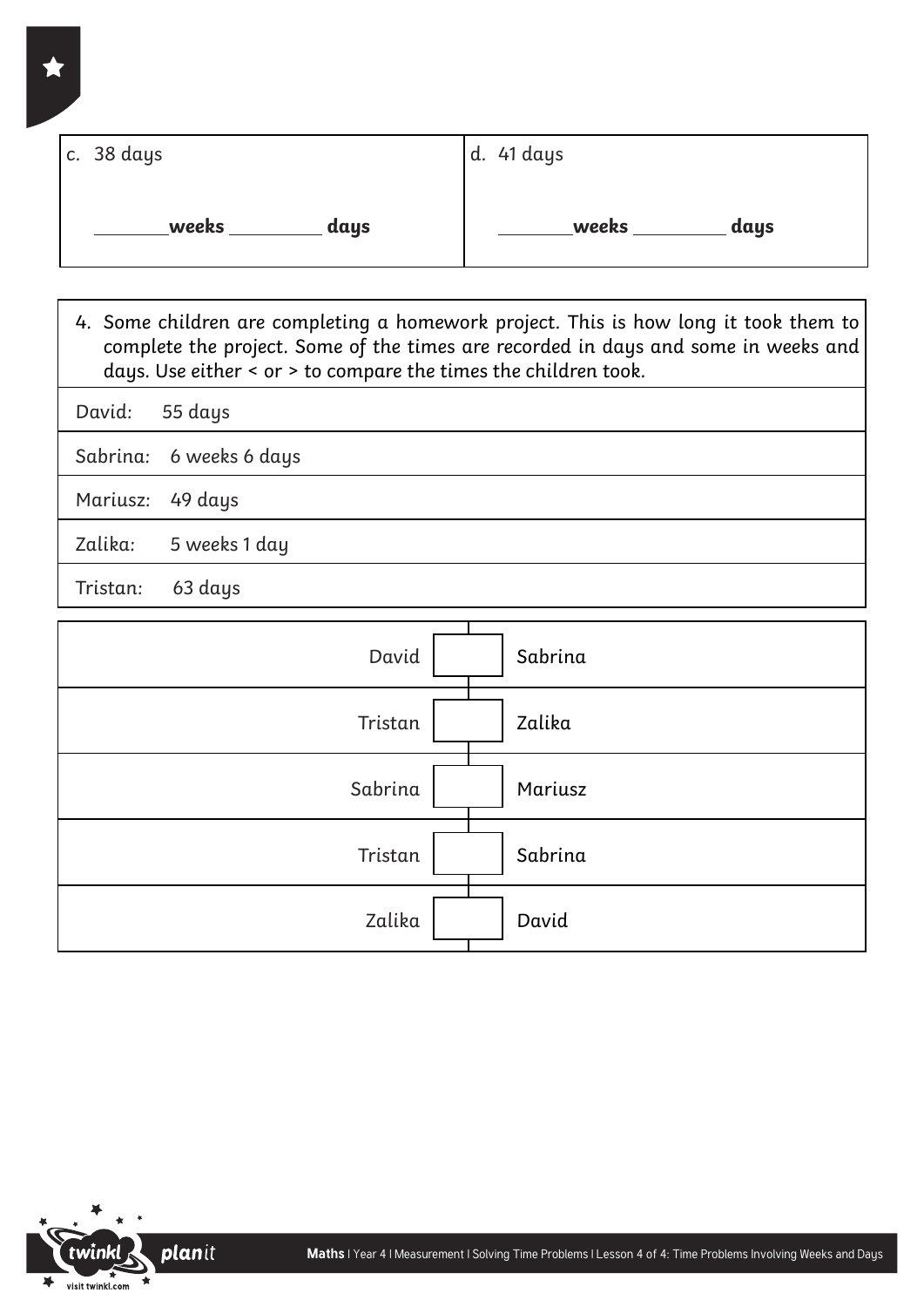| c. 38 days | d. 41 days |
| --- | --- |
| _______**weeks** _________ **days** | _______**weeks** _________ **days** |

4. Some children are completing a homework project. This is how long it took them to complete the project. Some of the times are recorded in days and some in weeks and days. Use either < or > to compare the times the children took.

| | |
| --- | --- |
| David: | 55 days |
| Sabrina: | 6 weeks 6 days |
| Mariusz: | 49 days |
| Zalika: | 5 weeks 1 day |
| Tristan: | 63 days |

| | | |
| --- | --- | --- |
| David | ☐ | Sabrina |
| Tristan | ☐ | Zalika |
| Sabrina | ☐ | Mariusz |
| Tristan | ☐ | Sabrina |
| Zalika | ☐ | David |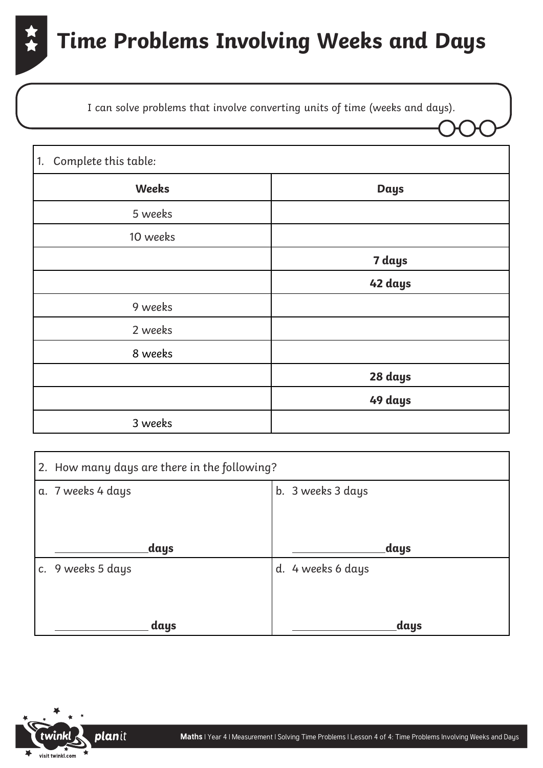# Time Problems Involving Weeks and Days

I can solve problems that involve converting units of time (weeks and days).

1. Complete this table:

| Weeks | Days |
|---|---|
| 5 weeks | |
| 10 weeks | |
| | **7 days** |
| | **42 days** |
| 9 weeks | |
| 2 weeks | |
| 8 weeks | |
| | **28 days** |
| | **49 days** |
| 3 weeks | |

2. How many days are there in the following?

| | |
|---|---|
| a. 7 weeks 4 days<br><br>_______________**days** | b. 3 weeks 3 days<br><br>_______________**days** |
| c. 9 weeks 5 days<br><br>_______________ **days** | d. 4 weeks 6 days<br><br>_______________**days** |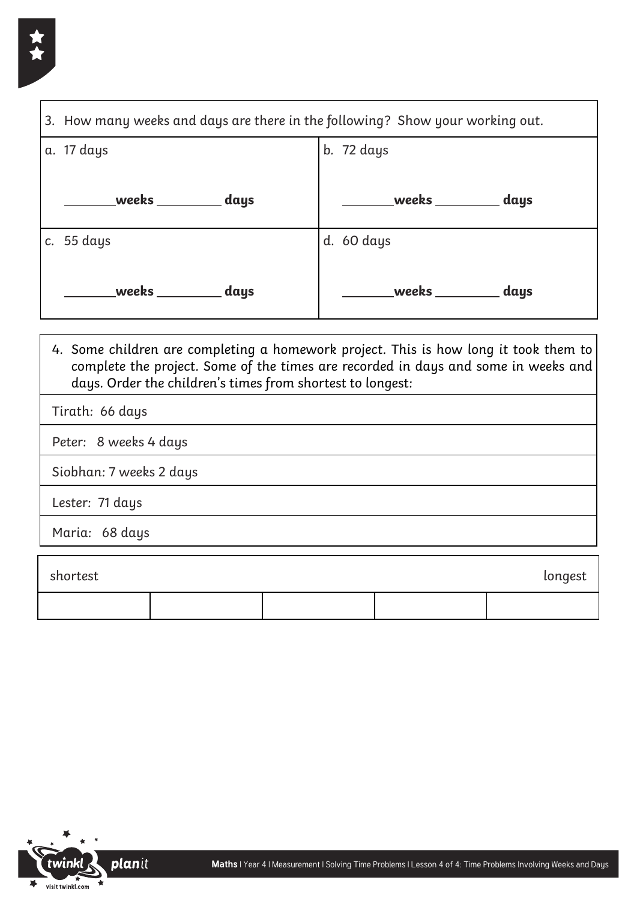| 3. How many weeks and days are there in the following? Show your working out. | |
|---|---|
| a. 17 days<br><br>_______**weeks** _________ **days** | b. 72 days<br><br>_______**weeks** _________ **days** |
| c. 55 days<br><br>_______**weeks** _________ **days** | d. 60 days<br><br>_______**weeks** _________ **days** |

| 4. Some children are completing a homework project. This is how long it took them to complete the project. Some of the times are recorded in days and some in weeks and days. Order the children's times from shortest to longest: |
|---|
| Tirath: 66 days |
| Peter: 8 weeks 4 days |
| Siobhan: 7 weeks 2 days |
| Lester: 71 days |
| Maria: 68 days |

| shortest | | | | longest |
|---|---|---|---|---|
| | | | | |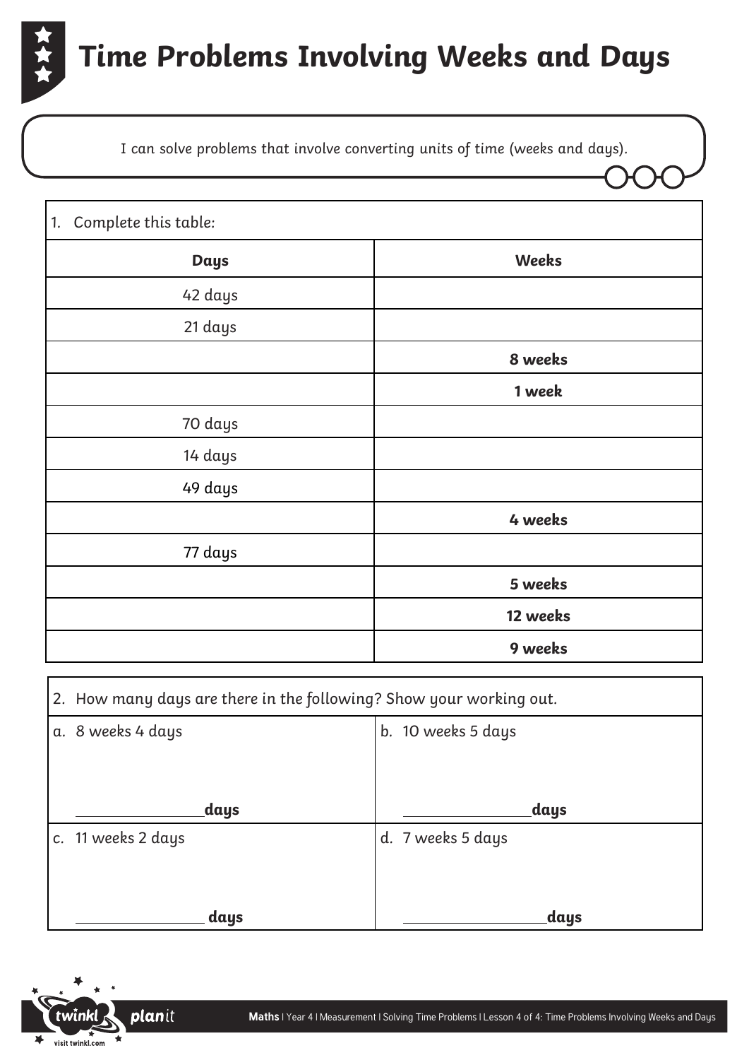# Time Problems Involving Weeks and Days

I can solve problems that involve converting units of time (weeks and days).

1. Complete this table:

| Days | Weeks |
|---|---|
| 42 days | |
| 21 days | |
| | **8 weeks** |
| | **1 week** |
| 70 days | |
| 14 days | |
| 49 days | |
| | **4 weeks** |
| 77 days | |
| | **5 weeks** |
| | **12 weeks** |
| | **9 weeks** |

2. How many days are there in the following? Show your working out.

| | |
|---|---|
| a. 8 weeks 4 days<br><br>______________**days** | b. 10 weeks 5 days<br><br>______________**days** |
| c. 11 weeks 2 days<br><br>______________ **days** | d. 7 weeks 5 days<br><br>______________**days** |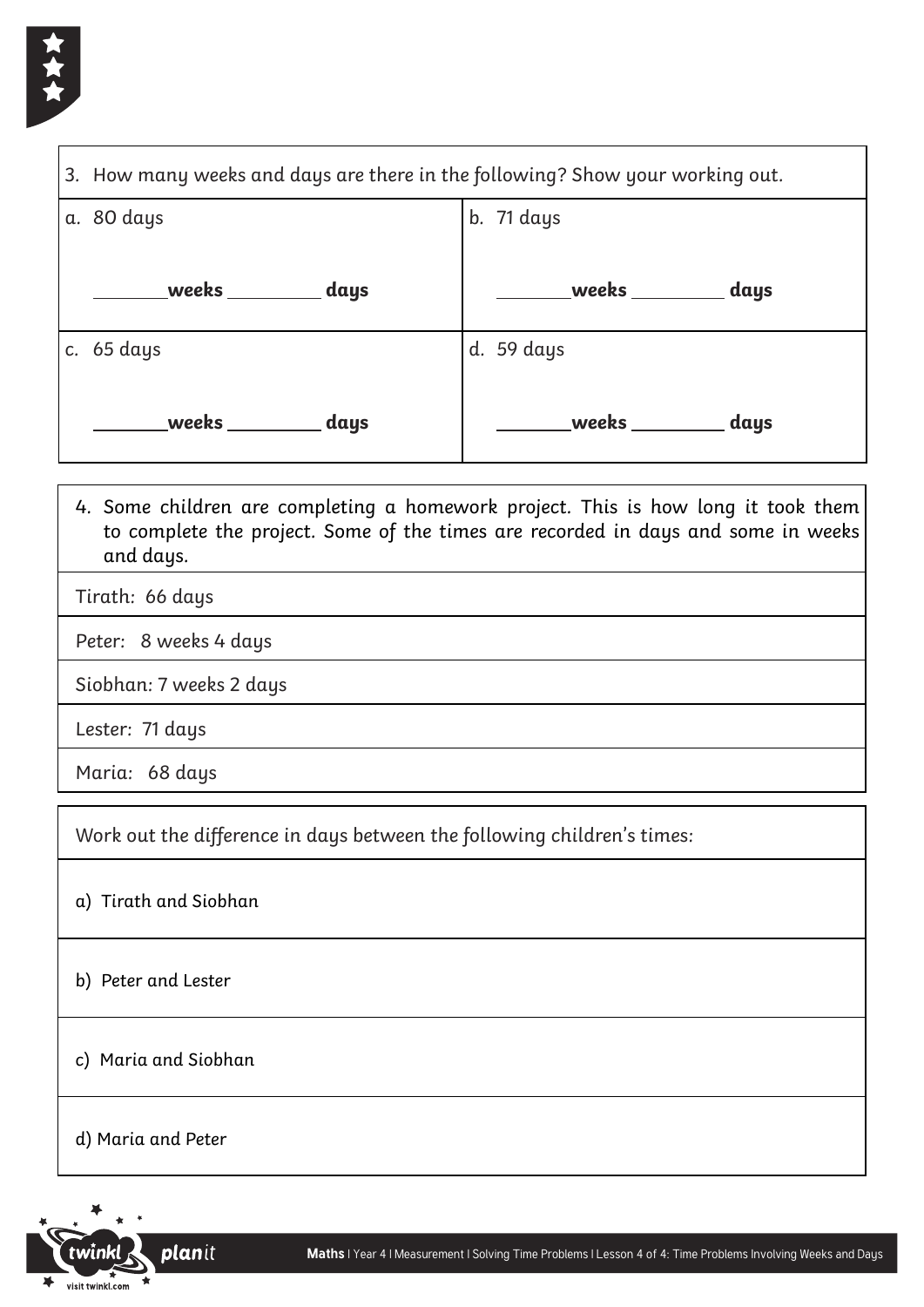| 3. How many weeks and days are there in the following? Show your working out. | |
| --- | --- |
| a. 80 days<br><br>_______**weeks** _________ **days** | b. 71 days<br><br>_______**weeks** _________ **days** |
| c. 65 days<br><br>_______**weeks** _________ **days** | d. 59 days<br><br>_______**weeks** _________ **days** |

| 4. Some children are completing a homework project. This is how long it took them to complete the project. Some of the times are recorded in days and some in weeks and days. |
| --- |
| Tirath: 66 days |
| Peter: 8 weeks 4 days |
| Siobhan: 7 weeks 2 days |
| Lester: 71 days |
| Maria: 68 days |

| Work out the difference in days between the following children's times: |
| --- |
| a) Tirath and Siobhan |
| b) Peter and Lester |
| c) Maria and Siobhan |
| d) Maria and Peter |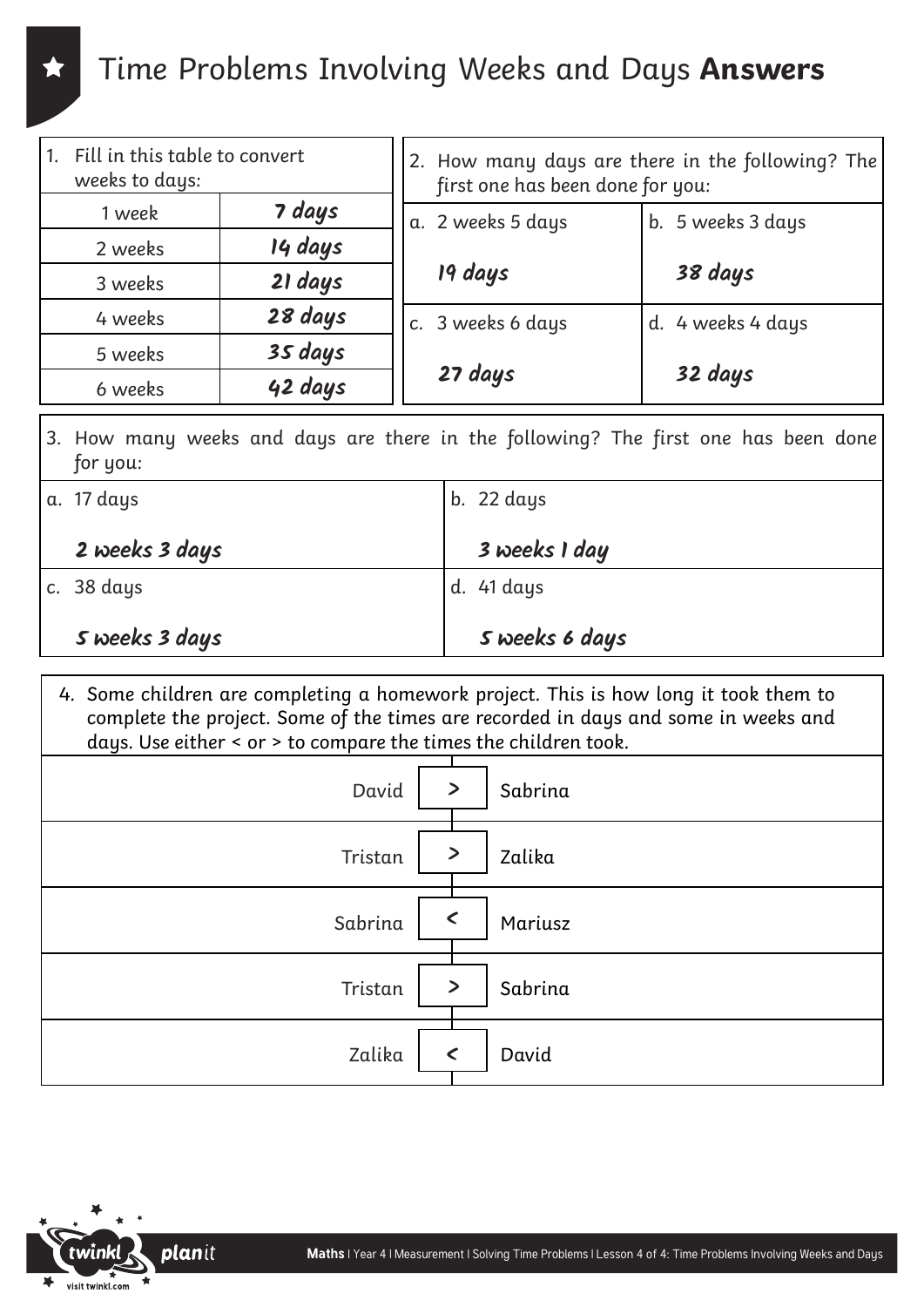# Time Problems Involving Weeks and Days **Answers**

1. Fill in this table to convert weeks to days:

| Weeks | Days |
|---|---|
| 1 week | *7 days* |
| 2 weeks | *14 days* |
| 3 weeks | *21 days* |
| 4 weeks | *28 days* |
| 5 weeks | *35 days* |
| 6 weeks | *42 days* |

2. How many days are there in the following? The first one has been done for you:

| | |
|---|---|
| a. 2 weeks 5 days<br>*19 days* | b. 5 weeks 3 days<br>*38 days* |
| c. 3 weeks 6 days<br>*27 days* | d. 4 weeks 4 days<br>*32 days* |

3. How many weeks and days are there in the following? The first one has been done for you:

| | |
|---|---|
| a. 17 days<br>*2 weeks 3 days* | b. 22 days<br>*3 weeks 1 day* |
| c. 38 days<br>*5 weeks 3 days* | d. 41 days<br>*5 weeks 6 days* |

4. Some children are completing a homework project. This is how long it took them to complete the project. Some of the times are recorded in days and some in weeks and days. Use either < or > to compare the times the children took.

| | | |
|---|---|---|
| David | > | Sabrina |
| Tristan | > | Zalika |
| Sabrina | < | Mariusz |
| Tristan | > | Sabrina |
| Zalika | < | David |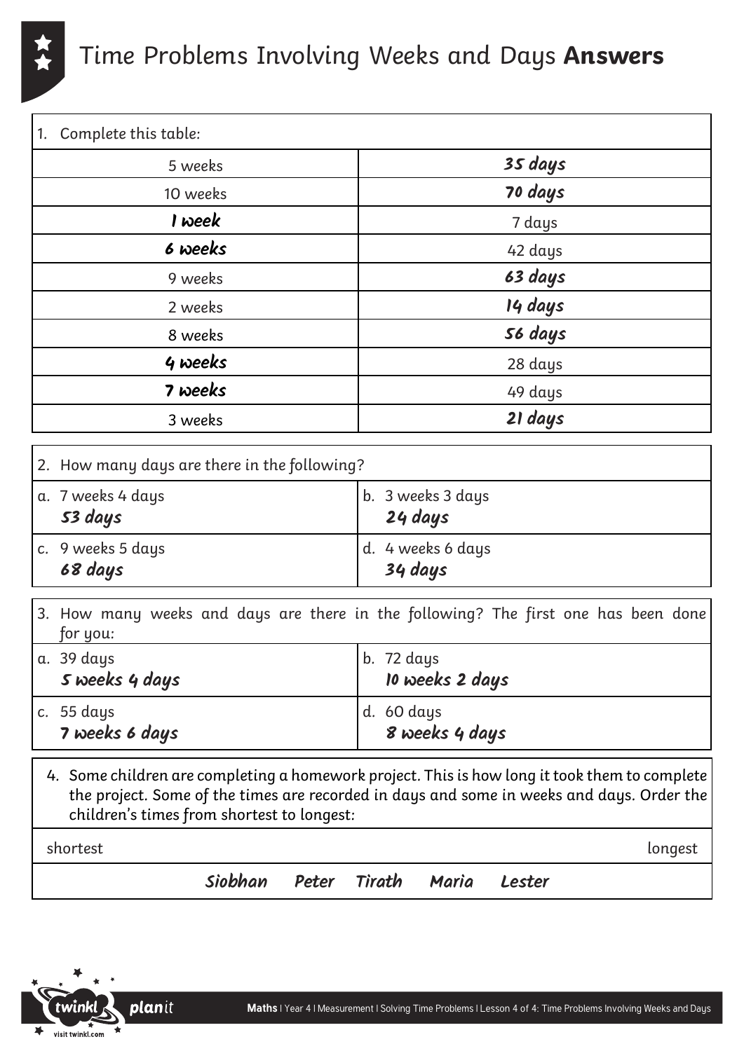# Time Problems Involving Weeks and Days **Answers**

1. Complete this table:

| | |
|---|---|
| 5 weeks | ***35 days*** |
| 10 weeks | ***70 days*** |
| ***1 week*** | 7 days |
| ***6 weeks*** | 42 days |
| 9 weeks | ***63 days*** |
| 2 weeks | ***14 days*** |
| 8 weeks | ***56 days*** |
| ***4 weeks*** | 28 days |
| ***7 weeks*** | 49 days |
| 3 weeks | ***21 days*** |

2. How many days are there in the following?

| | |
|---|---|
| a. 7 weeks 4 days<br>***53 days*** | b. 3 weeks 3 days<br>***24 days*** |
| c. 9 weeks 5 days<br>***68 days*** | d. 4 weeks 6 days<br>***34 days*** |

3. How many weeks and days are there in the following? The first one has been done for you:

| | |
|---|---|
| a. 39 days<br>***5 weeks 4 days*** | b. 72 days<br>***10 weeks 2 days*** |
| c. 55 days<br>***7 weeks 6 days*** | d. 60 days<br>***8 weeks 4 days*** |

4. Some children are completing a homework project. This is how long it took them to complete the project. Some of the times are recorded in days and some in weeks and days. Order the children's times from shortest to longest:

shortest longest

***Siobhan Peter Tirath Maria Lester***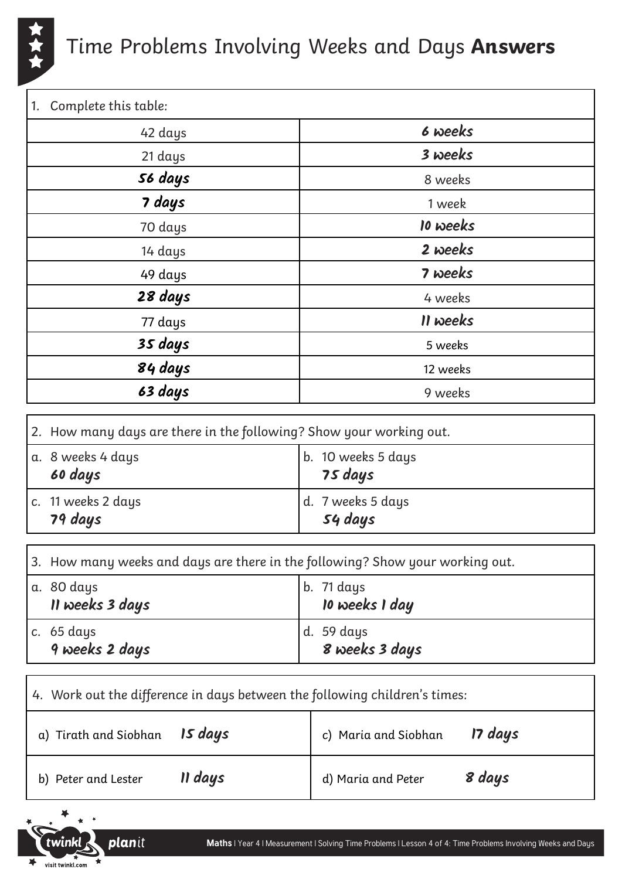# Time Problems Involving Weeks and Days **Answers**

1. Complete this table:

| | |
|---|---|
| 42 days | ***6 weeks*** |
| 21 days | ***3 weeks*** |
| ***56 days*** | 8 weeks |
| ***7 days*** | 1 week |
| 70 days | ***10 weeks*** |
| 14 days | ***2 weeks*** |
| 49 days | ***7 weeks*** |
| ***28 days*** | 4 weeks |
| 77 days | ***11 weeks*** |
| ***35 days*** | 5 weeks |
| ***84 days*** | 12 weeks |
| ***63 days*** | 9 weeks |

2. How many days are there in the following? Show your working out.

| | |
|---|---|
| a. 8 weeks 4 days ***60 days*** | b. 10 weeks 5 days ***75 days*** |
| c. 11 weeks 2 days ***79 days*** | d. 7 weeks 5 days ***54 days*** |

3. How many weeks and days are there in the following? Show your working out.

| | |
|---|---|
| a. 80 days ***11 weeks 3 days*** | b. 71 days ***10 weeks 1 day*** |
| c. 65 days ***9 weeks 2 days*** | d. 59 days ***8 weeks 3 days*** |

4. Work out the difference in days between the following children's times:

| | |
|---|---|
| a) Tirath and Siobhan ***15 days*** | c) Maria and Siobhan ***17 days*** |
| b) Peter and Lester ***11 days*** | d) Maria and Peter ***8 days*** |